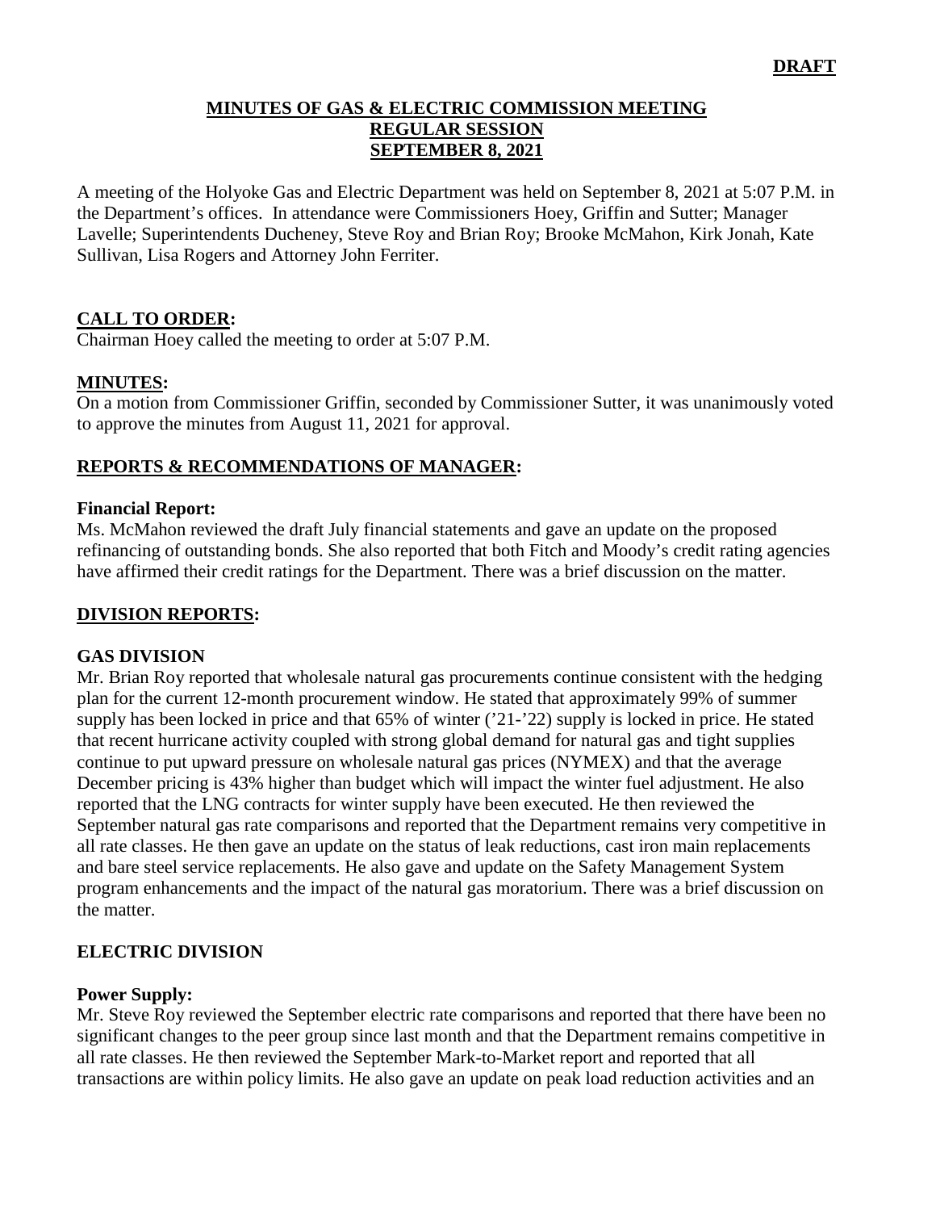**DRAFT**

# MINUTES OF GAS & ELECTRIC COMMISSION MEETING
## REGULAR SESSION
## SEPTEMBER 8, 2021

A meeting of the Holyoke Gas and Electric Department was held on September 8, 2021 at 5:07 P.M. in the Department's offices. In attendance were Commissioners Hoey, Griffin and Sutter; Manager Lavelle; Superintendents Ducheney, Steve Roy and Brian Roy; Brooke McMahon, Kirk Jonah, Kate Sullivan, Lisa Rogers and Attorney John Ferriter.

**CALL TO ORDER:**
Chairman Hoey called the meeting to order at 5:07 P.M.

**MINUTES:**
On a motion from Commissioner Griffin, seconded by Commissioner Sutter, it was unanimously voted to approve the minutes from August 11, 2021 for approval.

**REPORTS & RECOMMENDATIONS OF MANAGER:**

**Financial Report:**
Ms. McMahon reviewed the draft July financial statements and gave an update on the proposed refinancing of outstanding bonds. She also reported that both Fitch and Moody's credit rating agencies have affirmed their credit ratings for the Department. There was a brief discussion on the matter.

**DIVISION REPORTS:**

**GAS DIVISION**
Mr. Brian Roy reported that wholesale natural gas procurements continue consistent with the hedging plan for the current 12-month procurement window. He stated that approximately 99% of summer supply has been locked in price and that 65% of winter ('21-'22) supply is locked in price. He stated that recent hurricane activity coupled with strong global demand for natural gas and tight supplies continue to put upward pressure on wholesale natural gas prices (NYMEX) and that the average December pricing is 43% higher than budget which will impact the winter fuel adjustment. He also reported that the LNG contracts for winter supply have been executed. He then reviewed the September natural gas rate comparisons and reported that the Department remains very competitive in all rate classes. He then gave an update on the status of leak reductions, cast iron main replacements and bare steel service replacements. He also gave and update on the Safety Management System program enhancements and the impact of the natural gas moratorium. There was a brief discussion on the matter.

**ELECTRIC DIVISION**

**Power Supply:**
Mr. Steve Roy reviewed the September electric rate comparisons and reported that there have been no significant changes to the peer group since last month and that the Department remains competitive in all rate classes. He then reviewed the September Mark-to-Market report and reported that all transactions are within policy limits. He also gave an update on peak load reduction activities and an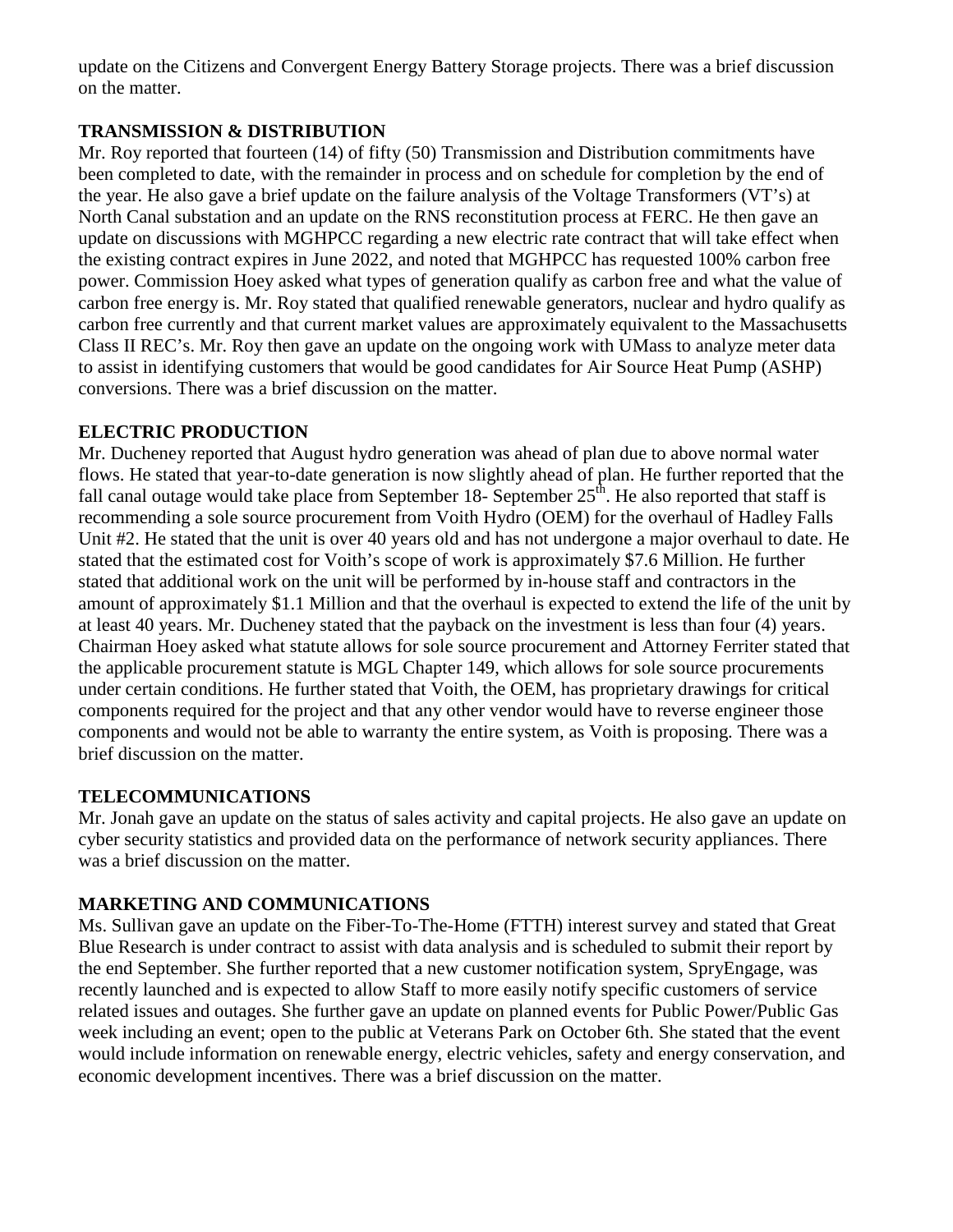update on the Citizens and Convergent Energy Battery Storage projects. There was a brief discussion on the matter.

**TRANSMISSION & DISTRIBUTION**

Mr. Roy reported that fourteen (14) of fifty (50) Transmission and Distribution commitments have been completed to date, with the remainder in process and on schedule for completion by the end of the year. He also gave a brief update on the failure analysis of the Voltage Transformers (VT's) at North Canal substation and an update on the RNS reconstitution process at FERC. He then gave an update on discussions with MGHPCC regarding a new electric rate contract that will take effect when the existing contract expires in June 2022, and noted that MGHPCC has requested 100% carbon free power. Commission Hoey asked what types of generation qualify as carbon free and what the value of carbon free energy is. Mr. Roy stated that qualified renewable generators, nuclear and hydro qualify as carbon free currently and that current market values are approximately equivalent to the Massachusetts Class II REC's. Mr. Roy then gave an update on the ongoing work with UMass to analyze meter data to assist in identifying customers that would be good candidates for Air Source Heat Pump (ASHP) conversions. There was a brief discussion on the matter.

**ELECTRIC PRODUCTION**

Mr. Ducheney reported that August hydro generation was ahead of plan due to above normal water flows. He stated that year-to-date generation is now slightly ahead of plan. He further reported that the fall canal outage would take place from September 18- September 25th. He also reported that staff is recommending a sole source procurement from Voith Hydro (OEM) for the overhaul of Hadley Falls Unit #2. He stated that the unit is over 40 years old and has not undergone a major overhaul to date. He stated that the estimated cost for Voith's scope of work is approximately $7.6 Million. He further stated that additional work on the unit will be performed by in-house staff and contractors in the amount of approximately $1.1 Million and that the overhaul is expected to extend the life of the unit by at least 40 years. Mr. Ducheney stated that the payback on the investment is less than four (4) years. Chairman Hoey asked what statute allows for sole source procurement and Attorney Ferriter stated that the applicable procurement statute is MGL Chapter 149, which allows for sole source procurements under certain conditions. He further stated that Voith, the OEM, has proprietary drawings for critical components required for the project and that any other vendor would have to reverse engineer those components and would not be able to warranty the entire system, as Voith is proposing. There was a brief discussion on the matter.

**TELECOMMUNICATIONS**

Mr. Jonah gave an update on the status of sales activity and capital projects. He also gave an update on cyber security statistics and provided data on the performance of network security appliances. There was a brief discussion on the matter.

**MARKETING AND COMMUNICATIONS**

Ms. Sullivan gave an update on the Fiber-To-The-Home (FTTH) interest survey and stated that Great Blue Research is under contract to assist with data analysis and is scheduled to submit their report by the end September. She further reported that a new customer notification system, SpryEngage, was recently launched and is expected to allow Staff to more easily notify specific customers of service related issues and outages. She further gave an update on planned events for Public Power/Public Gas week including an event; open to the public at Veterans Park on October 6th. She stated that the event would include information on renewable energy, electric vehicles, safety and energy conservation, and economic development incentives. There was a brief discussion on the matter.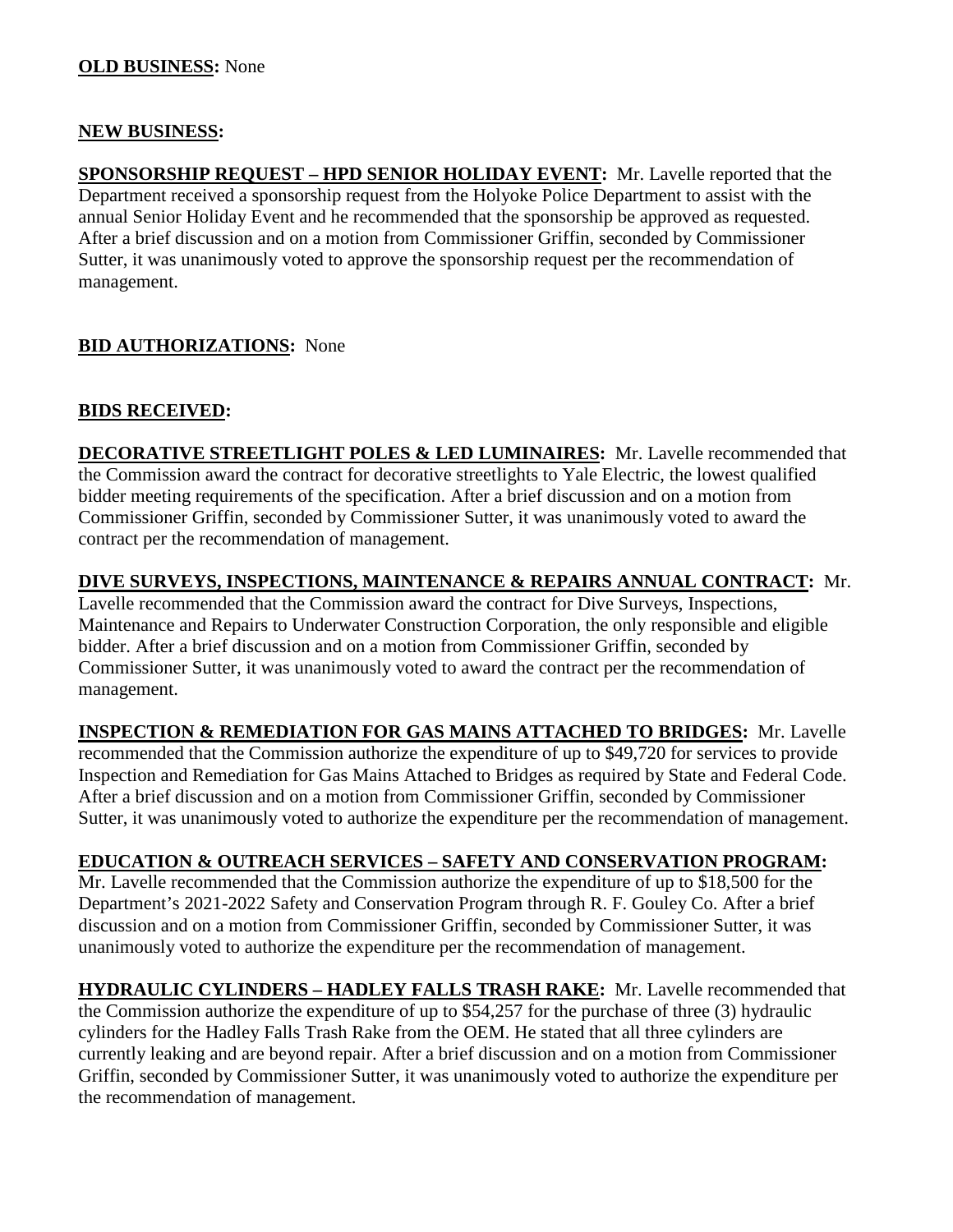**OLD BUSINESS:** None

**NEW BUSINESS:**

**SPONSORSHIP REQUEST – HPD SENIOR HOLIDAY EVENT:** Mr. Lavelle reported that the Department received a sponsorship request from the Holyoke Police Department to assist with the annual Senior Holiday Event and he recommended that the sponsorship be approved as requested. After a brief discussion and on a motion from Commissioner Griffin, seconded by Commissioner Sutter, it was unanimously voted to approve the sponsorship request per the recommendation of management.

**BID AUTHORIZATIONS:** None

**BIDS RECEIVED:**

**DECORATIVE STREETLIGHT POLES & LED LUMINAIRES:** Mr. Lavelle recommended that the Commission award the contract for decorative streetlights to Yale Electric, the lowest qualified bidder meeting requirements of the specification. After a brief discussion and on a motion from Commissioner Griffin, seconded by Commissioner Sutter, it was unanimously voted to award the contract per the recommendation of management.

**DIVE SURVEYS, INSPECTIONS, MAINTENANCE & REPAIRS ANNUAL CONTRACT:** Mr. Lavelle recommended that the Commission award the contract for Dive Surveys, Inspections, Maintenance and Repairs to Underwater Construction Corporation, the only responsible and eligible bidder. After a brief discussion and on a motion from Commissioner Griffin, seconded by Commissioner Sutter, it was unanimously voted to award the contract per the recommendation of management.

**INSPECTION & REMEDIATION FOR GAS MAINS ATTACHED TO BRIDGES:** Mr. Lavelle recommended that the Commission authorize the expenditure of up to $49,720 for services to provide Inspection and Remediation for Gas Mains Attached to Bridges as required by State and Federal Code. After a brief discussion and on a motion from Commissioner Griffin, seconded by Commissioner Sutter, it was unanimously voted to authorize the expenditure per the recommendation of management.

**EDUCATION & OUTREACH SERVICES – SAFETY AND CONSERVATION PROGRAM:** Mr. Lavelle recommended that the Commission authorize the expenditure of up to $18,500 for the Department's 2021-2022 Safety and Conservation Program through R. F. Gouley Co. After a brief discussion and on a motion from Commissioner Griffin, seconded by Commissioner Sutter, it was unanimously voted to authorize the expenditure per the recommendation of management.

**HYDRAULIC CYLINDERS – HADLEY FALLS TRASH RAKE:** Mr. Lavelle recommended that the Commission authorize the expenditure of up to $54,257 for the purchase of three (3) hydraulic cylinders for the Hadley Falls Trash Rake from the OEM. He stated that all three cylinders are currently leaking and are beyond repair. After a brief discussion and on a motion from Commissioner Griffin, seconded by Commissioner Sutter, it was unanimously voted to authorize the expenditure per the recommendation of management.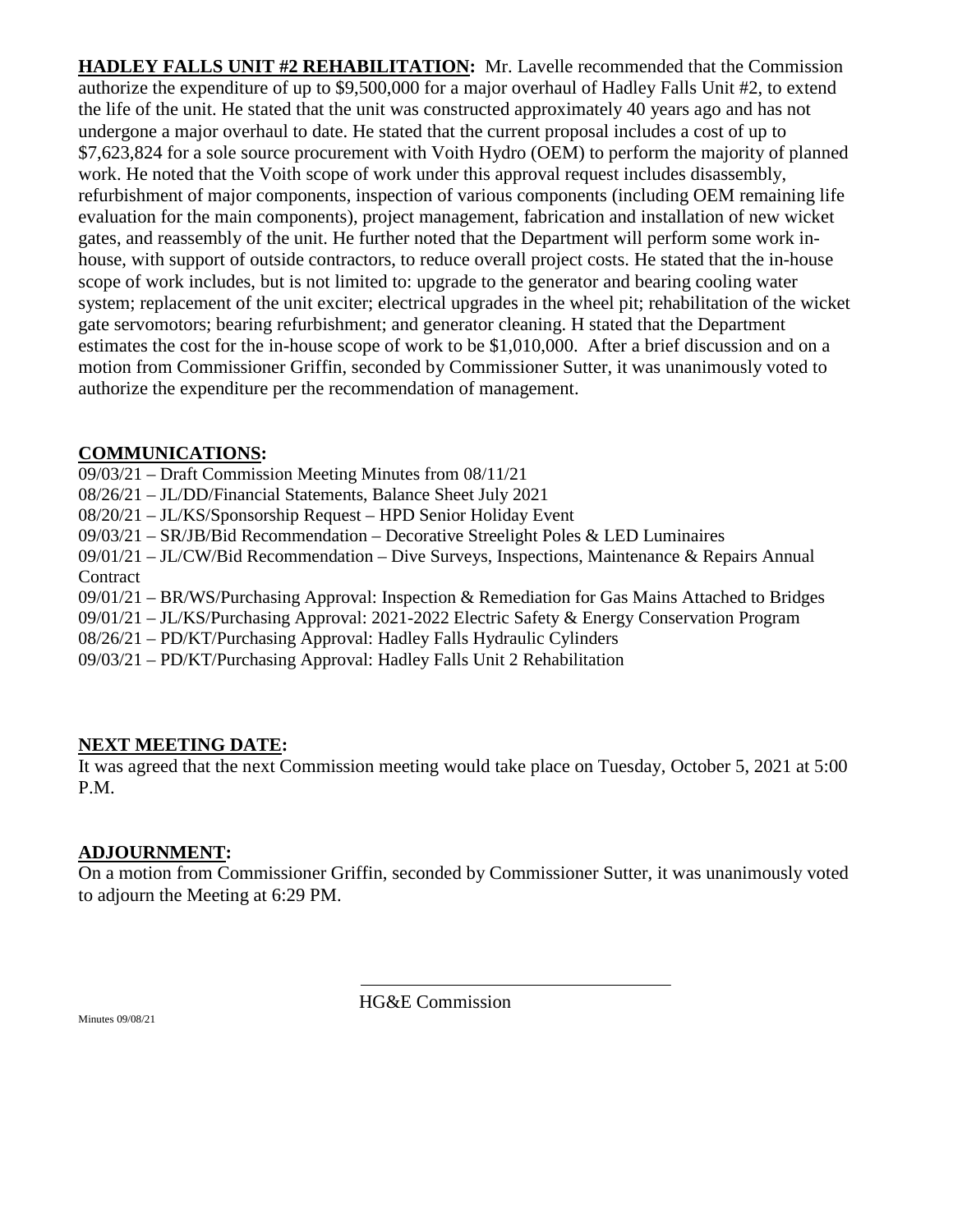**HADLEY FALLS UNIT #2 REHABILITATION:** Mr. Lavelle recommended that the Commission authorize the expenditure of up to $9,500,000 for a major overhaul of Hadley Falls Unit #2, to extend the life of the unit. He stated that the unit was constructed approximately 40 years ago and has not undergone a major overhaul to date. He stated that the current proposal includes a cost of up to $7,623,824 for a sole source procurement with Voith Hydro (OEM) to perform the majority of planned work. He noted that the Voith scope of work under this approval request includes disassembly, refurbishment of major components, inspection of various components (including OEM remaining life evaluation for the main components), project management, fabrication and installation of new wicket gates, and reassembly of the unit. He further noted that the Department will perform some work in-house, with support of outside contractors, to reduce overall project costs. He stated that the in-house scope of work includes, but is not limited to: upgrade to the generator and bearing cooling water system; replacement of the unit exciter; electrical upgrades in the wheel pit; rehabilitation of the wicket gate servomotors; bearing refurbishment; and generator cleaning. H stated that the Department estimates the cost for the in-house scope of work to be $1,010,000. After a brief discussion and on a motion from Commissioner Griffin, seconded by Commissioner Sutter, it was unanimously voted to authorize the expenditure per the recommendation of management.

**COMMUNICATIONS:**

09/03/21 – Draft Commission Meeting Minutes from 08/11/21
08/26/21 – JL/DD/Financial Statements, Balance Sheet July 2021
08/20/21 – JL/KS/Sponsorship Request – HPD Senior Holiday Event
09/03/21 – SR/JB/Bid Recommendation – Decorative Streelight Poles & LED Luminaires
09/01/21 – JL/CW/Bid Recommendation – Dive Surveys, Inspections, Maintenance & Repairs Annual Contract
09/01/21 – BR/WS/Purchasing Approval: Inspection & Remediation for Gas Mains Attached to Bridges
09/01/21 – JL/KS/Purchasing Approval: 2021-2022 Electric Safety & Energy Conservation Program
08/26/21 – PD/KT/Purchasing Approval: Hadley Falls Hydraulic Cylinders
09/03/21 – PD/KT/Purchasing Approval: Hadley Falls Unit 2 Rehabilitation

**NEXT MEETING DATE:**

It was agreed that the next Commission meeting would take place on Tuesday, October 5, 2021 at 5:00 P.M.

**ADJOURNMENT:**

On a motion from Commissioner Griffin, seconded by Commissioner Sutter, it was unanimously voted to adjourn the Meeting at 6:29 PM.

HG&E Commission

Minutes 09/08/21